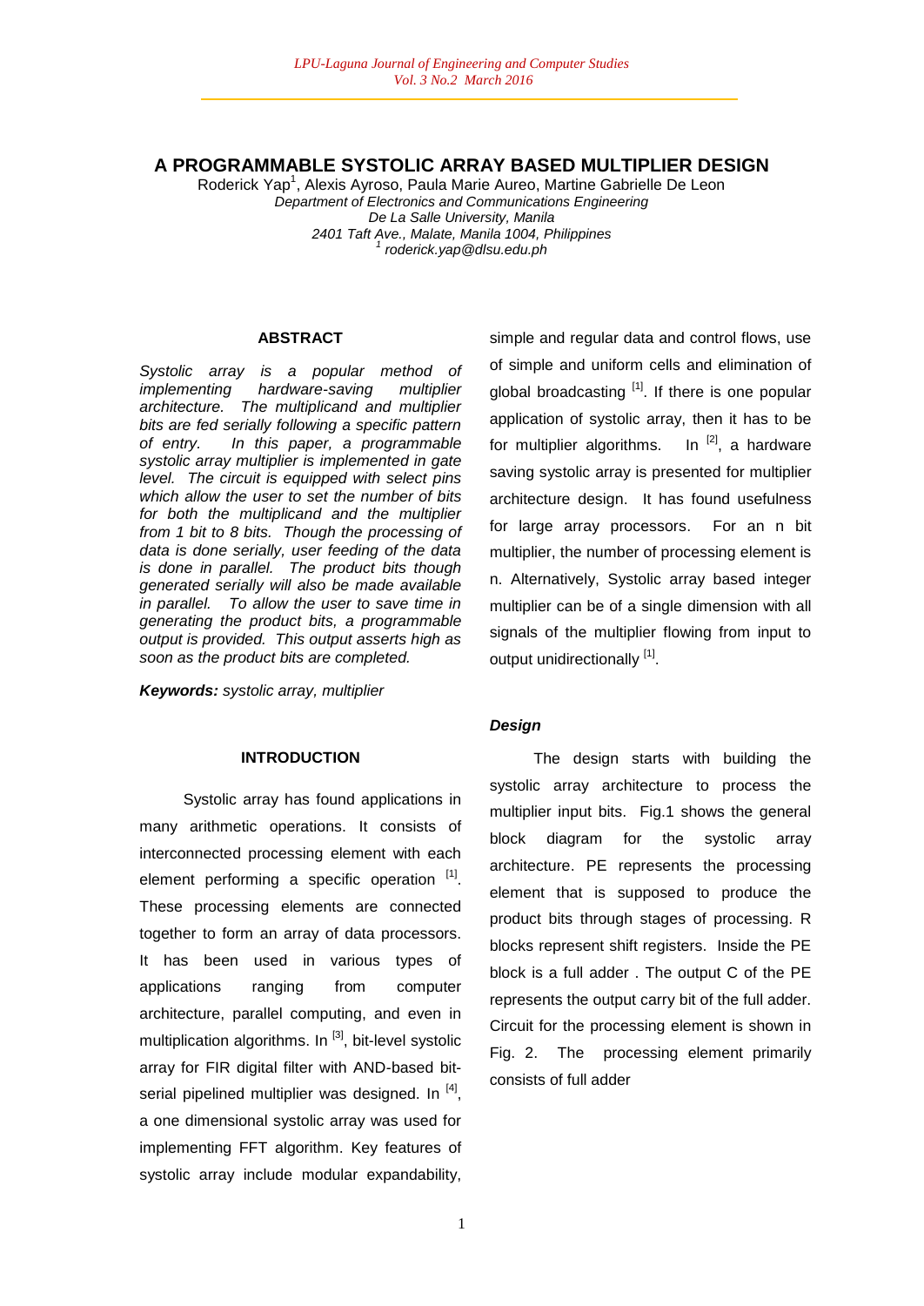# A PROGRAMMABLE SYSTOLIC ARRAY BASED MULTIPLIER DESIGN

Roderick Yap[1], Alexis Ayroso, Paula Marie Aureo, Martine Gabrielle De Leon

*Department of Electronics and Communications Engineering*
*De La Salle University, Manila*
*2401 Taft Ave., Malate, Manila 1004, Philippines*
*[1] roderick.yap@dlsu.edu.ph*

## ABSTRACT

*Systolic array is a popular method of implementing hardware-saving multiplier architecture. The multiplicand and multiplier bits are fed serially following a specific pattern of entry. In this paper, a programmable systolic array multiplier is implemented in gate level. The circuit is equipped with select pins which allow the user to set the number of bits for both the multiplicand and the multiplier from 1 bit to 8 bits. Though the processing of data is done serially, user feeding of the data is done in parallel. The product bits though generated serially will also be made available in parallel. To allow the user to save time in generating the product bits, a programmable output is provided. This output asserts high as soon as the product bits are completed.*

***Keywords:*** *systolic array, multiplier*

## INTRODUCTION

Systolic array has found applications in many arithmetic operations. It consists of interconnected processing element with each element performing a specific operation [1]. These processing elements are connected together to form an array of data processors. It has been used in various types of applications ranging from computer architecture, parallel computing, and even in multiplication algorithms. In [3], bit-level systolic array for FIR digital filter with AND-based bit-serial pipelined multiplier was designed. In [4], a one dimensional systolic array was used for implementing FFT algorithm. Key features of systolic array include modular expandability, simple and regular data and control flows, use of simple and uniform cells and elimination of global broadcasting [1]. If there is one popular application of systolic array, then it has to be for multiplier algorithms. In [2], a hardware saving systolic array is presented for multiplier architecture design. It has found usefulness for large array processors. For an n bit multiplier, the number of processing element is n. Alternatively, Systolic array based integer multiplier can be of a single dimension with all signals of the multiplier flowing from input to output unidirectionally [1].

### *Design*

The design starts with building the systolic array architecture to process the multiplier input bits. Fig.1 shows the general block diagram for the systolic array architecture. PE represents the processing element that is supposed to produce the product bits through stages of processing. R blocks represent shift registers. Inside the PE block is a full adder . The output C of the PE represents the output carry bit of the full adder. Circuit for the processing element is shown in Fig. 2. The processing element primarily consists of full adder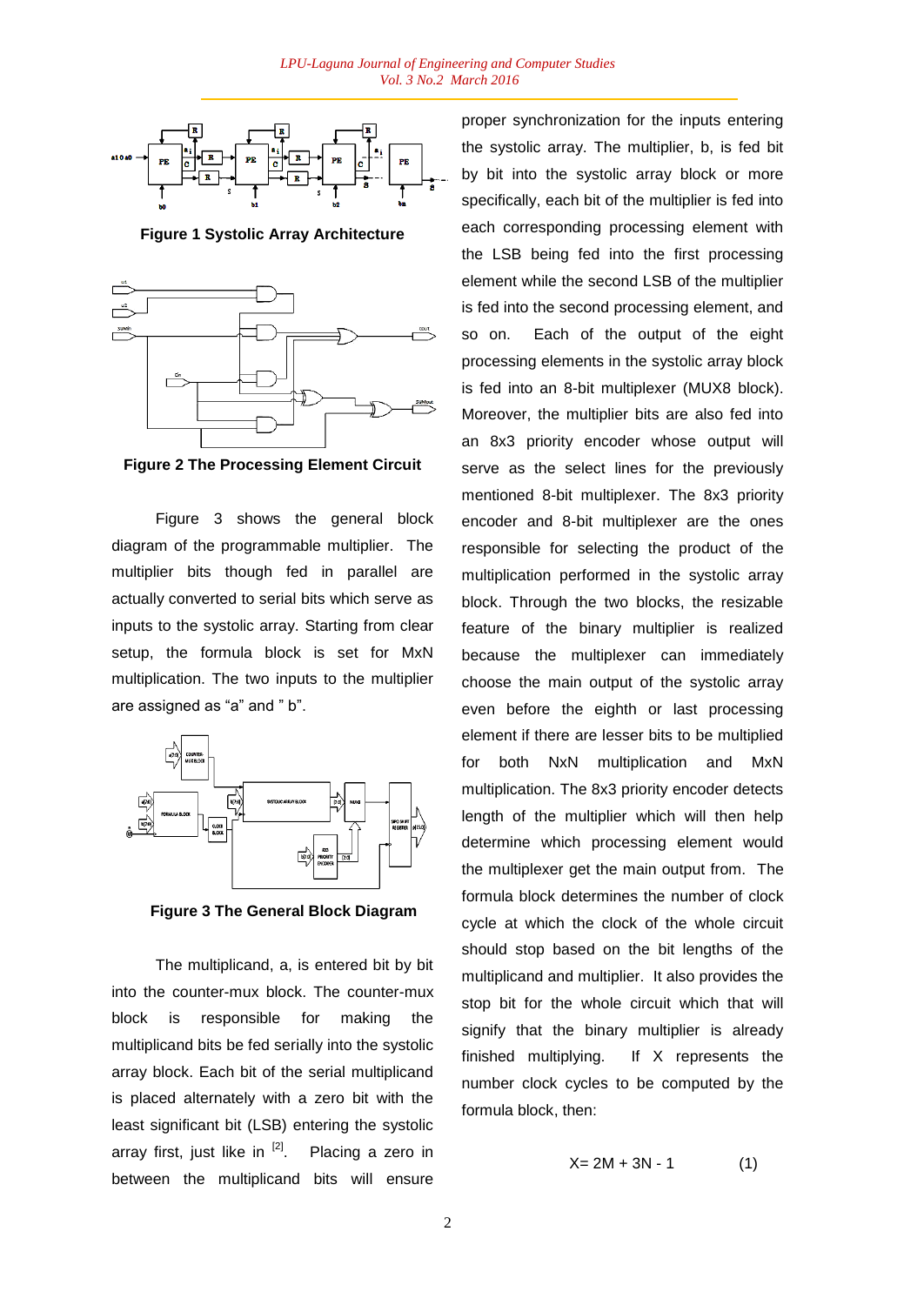**Figure 1 Systolic Array Architecture**

**Figure 2 The Processing Element Circuit**

Figure 3 shows the general block diagram of the programmable multiplier. The multiplier bits though fed in parallel are actually converted to serial bits which serve as inputs to the systolic array. Starting from clear setup, the formula block is set for MxN multiplication. The two inputs to the multiplier are assigned as “a” and ” b”.

**Figure 3 The General Block Diagram**

The multiplicand, a, is entered bit by bit into the counter-mux block. The counter-mux block is responsible for making the multiplicand bits be fed serially into the systolic array block. Each bit of the serial multiplicand is placed alternately with a zero bit with the least significant bit (LSB) entering the systolic array first, just like in [2]. Placing a zero in between the multiplicand bits will ensure proper synchronization for the inputs entering the systolic array. The multiplier, b, is fed bit by bit into the systolic array block or more specifically, each bit of the multiplier is fed into each corresponding processing element with the LSB being fed into the first processing element while the second LSB of the multiplier is fed into the second processing element, and so on. Each of the output of the eight processing elements in the systolic array block is fed into an 8-bit multiplexer (MUX8 block). Moreover, the multiplier bits are also fed into an 8x3 priority encoder whose output will serve as the select lines for the previously mentioned 8-bit multiplexer. The 8x3 priority encoder and 8-bit multiplexer are the ones responsible for selecting the product of the multiplication performed in the systolic array block. Through the two blocks, the resizable feature of the binary multiplier is realized because the multiplexer can immediately choose the main output of the systolic array even before the eighth or last processing element if there are lesser bits to be multiplied for both NxN multiplication and MxN multiplication. The 8x3 priority encoder detects length of the multiplier which will then help determine which processing element would the multiplexer get the main output from. The formula block determines the number of clock cycle at which the clock of the whole circuit should stop based on the bit lengths of the multiplicand and multiplier. It also provides the stop bit for the whole circuit which that will signify that the binary multiplier is already finished multiplying. If X represents the number clock cycles to be computed by the formula block, then:

$$X = 2M + 3N - 1 \qquad (1)$$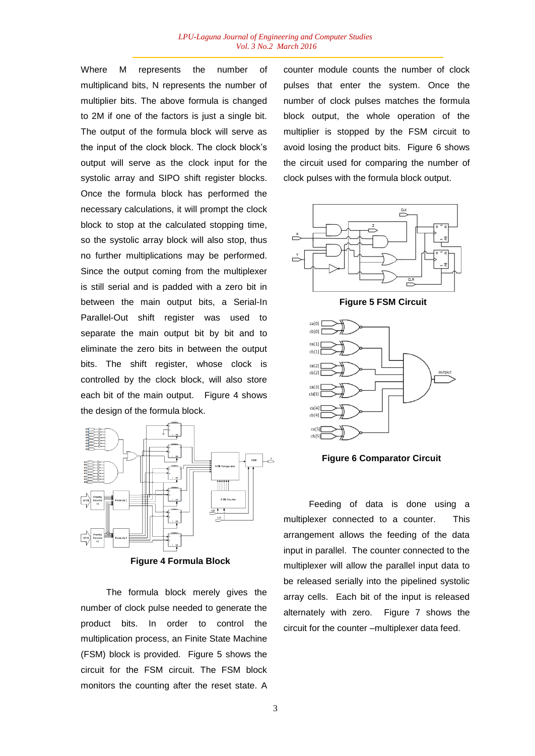Where M represents the number of multiplicand bits, N represents the number of multiplier bits. The above formula is changed to 2M if one of the factors is just a single bit. The output of the formula block will serve as the input of the clock block. The clock block's output will serve as the clock input for the systolic array and SIPO shift register blocks. Once the formula block has performed the necessary calculations, it will prompt the clock block to stop at the calculated stopping time, so the systolic array block will also stop, thus no further multiplications may be performed. Since the output coming from the multiplexer is still serial and is padded with a zero bit in between the main output bits, a Serial-In Parallel-Out shift register was used to separate the main output bit by bit and to eliminate the zero bits in between the output bits. The shift register, whose clock is controlled by the clock block, will also store each bit of the main output. Figure 4 shows the design of the formula block.

**Figure 4 Formula Block**

The formula block merely gives the number of clock pulse needed to generate the product bits. In order to control the multiplication process, an Finite State Machine (FSM) block is provided. Figure 5 shows the circuit for the FSM circuit. The FSM block monitors the counting after the reset state. A counter module counts the number of clock pulses that enter the system. Once the number of clock pulses matches the formula block output, the whole operation of the multiplier is stopped by the FSM circuit to avoid losing the product bits. Figure 6 shows the circuit used for comparing the number of clock pulses with the formula block output.

**Figure 5 FSM Circuit**

**Figure 6 Comparator Circuit**

Feeding of data is done using a multiplexer connected to a counter. This arrangement allows the feeding of the data input in parallel. The counter connected to the multiplexer will allow the parallel input data to be released serially into the pipelined systolic array cells. Each bit of the input is released alternately with zero. Figure 7 shows the circuit for the counter –multiplexer data feed.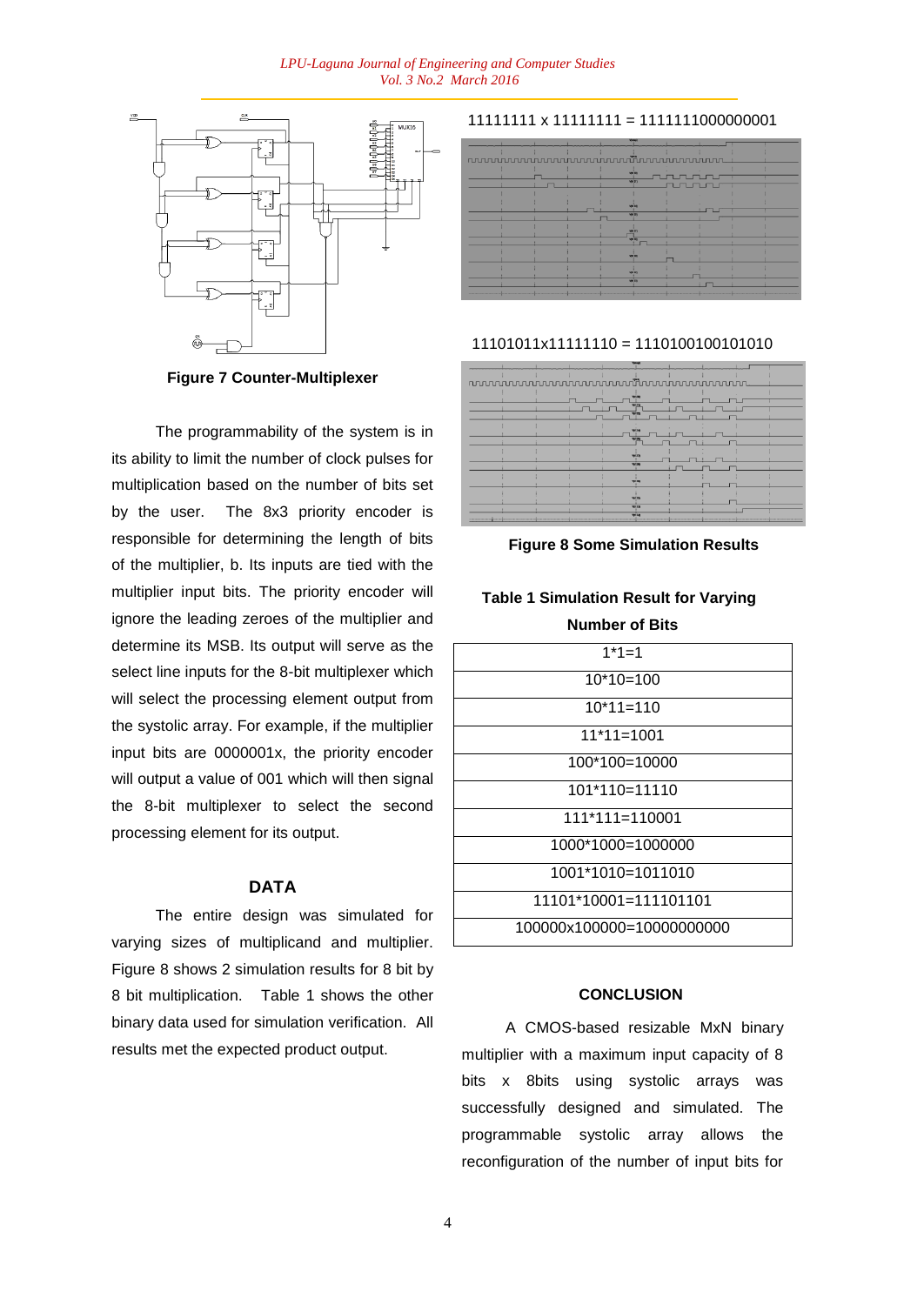**Figure 7 Counter-Multiplexer**

The programmability of the system is in its ability to limit the number of clock pulses for multiplication based on the number of bits set by the user. The 8x3 priority encoder is responsible for determining the length of bits of the multiplier, b. Its inputs are tied with the multiplier input bits. The priority encoder will ignore the leading zeroes of the multiplier and determine its MSB. Its output will serve as the select line inputs for the 8-bit multiplexer which will select the processing element output from the systolic array. For example, if the multiplier input bits are 0000001x, the priority encoder will output a value of 001 which will then signal the 8-bit multiplexer to select the second processing element for its output.

## DATA

The entire design was simulated for varying sizes of multiplicand and multiplier. Figure 8 shows 2 simulation results for 8 bit by 8 bit multiplication. Table 1 shows the other binary data used for simulation verification. All results met the expected product output.

11111111 x 11111111 = 1111111000000001

11101011x11111110 = 1110100100101010

**Figure 8 Some Simulation Results**

**Table 1 Simulation Result for Varying Number of Bits**

| |
|---|
| 1\*1=1 |
| 10\*10=100 |
| 10\*11=110 |
| 11\*11=1001 |
| 100\*100=10000 |
| 101\*110=11110 |
| 111\*111=110001 |
| 1000\*1000=1000000 |
| 1001\*1010=1011010 |
| 11101\*10001=111101101 |
| 100000x100000=10000000000 |

## CONCLUSION

A CMOS-based resizable MxN binary multiplier with a maximum input capacity of 8 bits x 8bits using systolic arrays was successfully designed and simulated. The programmable systolic array allows the reconfiguration of the number of input bits for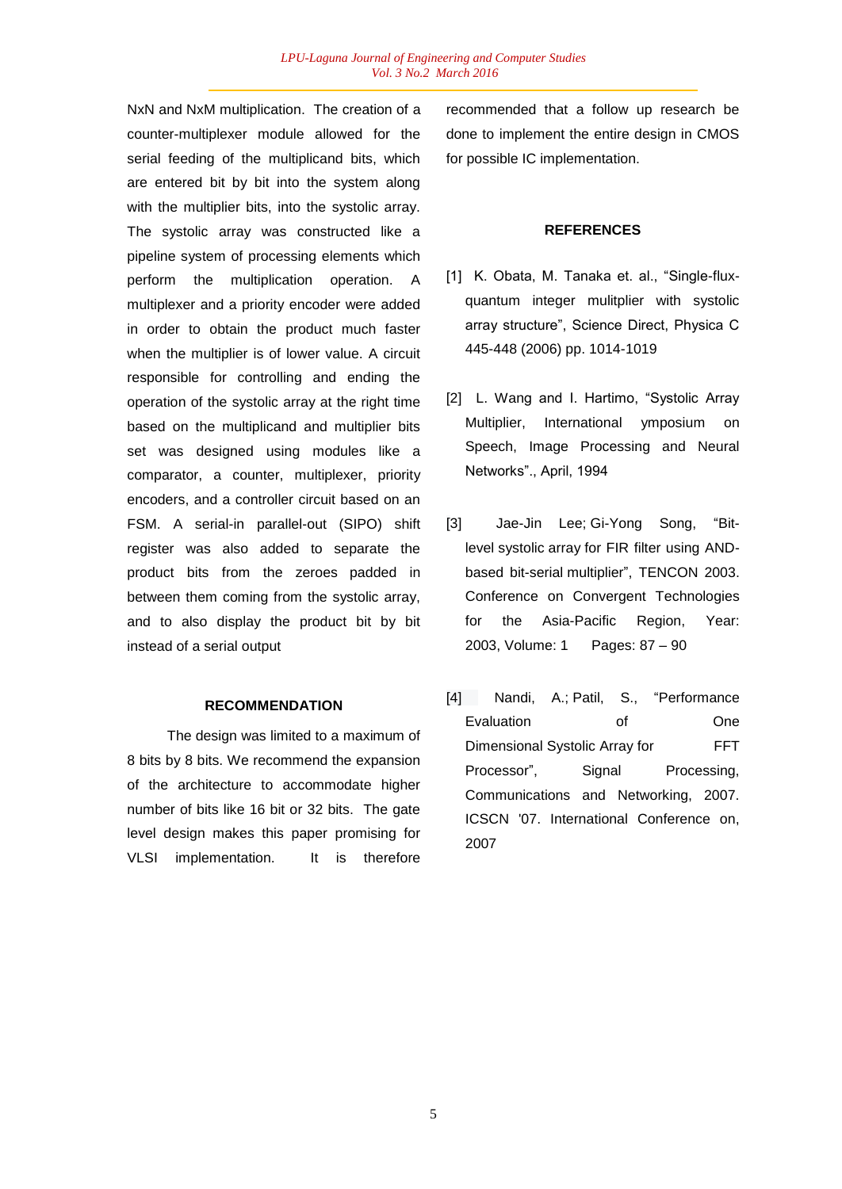NxN and NxM multiplication. The creation of a counter-multiplexer module allowed for the serial feeding of the multiplicand bits, which are entered bit by bit into the system along with the multiplier bits, into the systolic array. The systolic array was constructed like a pipeline system of processing elements which perform the multiplication operation. A multiplexer and a priority encoder were added in order to obtain the product much faster when the multiplier is of lower value. A circuit responsible for controlling and ending the operation of the systolic array at the right time based on the multiplicand and multiplier bits set was designed using modules like a comparator, a counter, multiplexer, priority encoders, and a controller circuit based on an FSM. A serial-in parallel-out (SIPO) shift register was also added to separate the product bits from the zeroes padded in between them coming from the systolic array, and to also display the product bit by bit instead of a serial output

## RECOMMENDATION

The design was limited to a maximum of 8 bits by 8 bits. We recommend the expansion of the architecture to accommodate higher number of bits like 16 bit or 32 bits. The gate level design makes this paper promising for VLSI implementation. It is therefore recommended that a follow up research be done to implement the entire design in CMOS for possible IC implementation.

## REFERENCES

[1] K. Obata, M. Tanaka et. al., "Single-flux-quantum integer mulitplier with systolic array structure", Science Direct, Physica C 445-448 (2006) pp. 1014-1019

[2] L. Wang and I. Hartimo, "Systolic Array Multiplier, International ymposium on Speech, Image Processing and Neural Networks"., April, 1994

[3] Jae-Jin Lee; Gi-Yong Song, "Bit-level systolic array for FIR filter using AND-based bit-serial multiplier", TENCON 2003. Conference on Convergent Technologies for the Asia-Pacific Region, Year: 2003, Volume: 1 Pages: 87 – 90

[4] Nandi, A.; Patil, S., "Performance Evaluation of One Dimensional Systolic Array for FFT Processor", Signal Processing, Communications and Networking, 2007. ICSCN '07. International Conference on, 2007